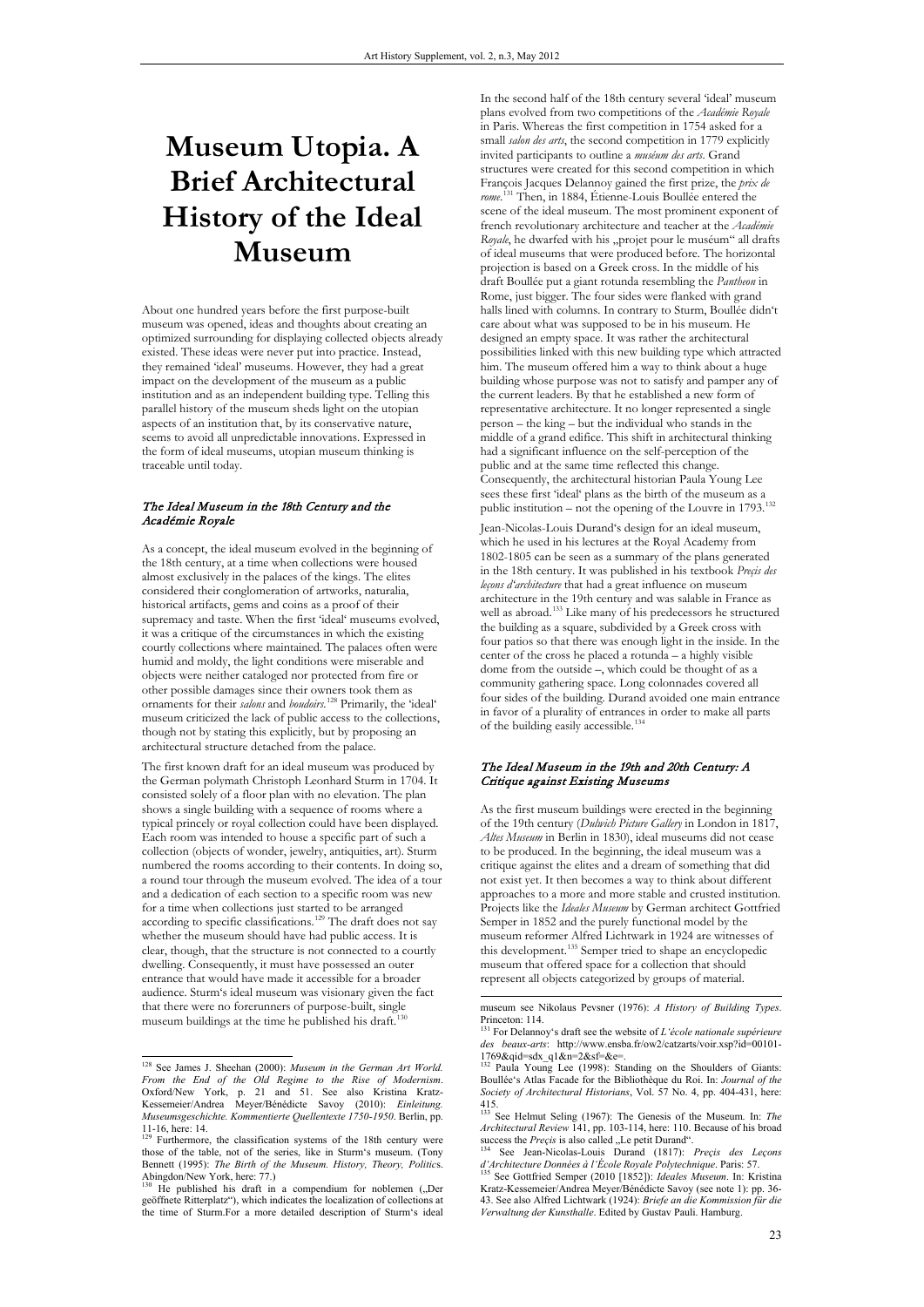# Museum Utopia. A Brief Architectural History of the Ideal Museum

About one hundred years before the first purpose-built museum was opened, ideas and thoughts about creating an optimized surrounding for displaying collected objects already existed. These ideas were never put into practice. Instead, they remained 'ideal' museums. However, they had a great impact on the development of the museum as a public institution and as an independent building type. Telling this parallel history of the museum sheds light on the utopian aspects of an institution that, by its conservative nature, seems to avoid all unpredictable innovations. Expressed in the form of ideal museums, utopian museum thinking is traceable until today.

## *The Ideal Museum in the 18th Century and the Académie Royale*

As a concept, the ideal museum evolved in the beginning of the 18th century, at a time when collections were housed almost exclusively in the palaces of the kings. The elites considered their conglomeration of artworks, naturalia, historical artifacts, gems and coins as a proof of their supremacy and taste. When the first 'ideal' museums evolved, it was a critique of the circumstances in which the existing courtly collections where maintained. The palaces often were humid and moldy, the light conditions were miserable and objects were neither cataloged nor protected from fire or other possible damages since their owners took them as ornaments for their *salons* and *boudoirs*.[128] Primarily, the 'ideal' museum criticized the lack of public access to the collections, though not by stating this explicitly, but by proposing an architectural structure detached from the palace.

The first known draft for an ideal museum was produced by the German polymath Christoph Leonhard Sturm in 1704. It consisted solely of a floor plan with no elevation. The plan shows a single building with a sequence of rooms where a typical princely or royal collection could have been displayed. Each room was intended to house a specific part of such a collection (objects of wonder, jewelry, antiquities, art). Sturm numbered the rooms according to their contents. In doing so, a round tour through the museum evolved. The idea of a tour and a dedication of each section to a specific room was new for a time when collections just started to be arranged according to specific classifications.[129] The draft does not say whether the museum should have had public access. It is clear, though, that the structure is not connected to a courtly dwelling. Consequently, it must have possessed an outer entrance that would have made it accessible for a broader audience. Sturm's ideal museum was visionary given the fact that there were no forerunners of purpose-built, single museum buildings at the time he published his draft.[130]

In the second half of the 18th century several 'ideal' museum plans evolved from two competitions of the *Académie Royale* in Paris. Whereas the first competition in 1754 asked for a small *salon des arts*, the second competition in 1779 explicitly invited participants to outline a *muséum des arts*. Grand structures were created for this second competition in which François Jacques Delannoy gained the first prize, the *prix de rome*.[131] Then, in 1884, Étienne-Louis Boullée entered the scene of the ideal museum. The most prominent exponent of french revolutionary architecture and teacher at the *Académie Royale*, he dwarfed with his „projet pour le muséum" all drafts of ideal museums that were produced before. The horizontal projection is based on a Greek cross. In the middle of his draft Boullée put a giant rotunda resembling the *Pantheon* in Rome, just bigger. The four sides were flanked with grand halls lined with columns. In contrary to Sturm, Boullée didn't care about what was supposed to be in his museum. He designed an empty space. It was rather the architectural possibilities linked with this new building type which attracted him. The museum offered him a way to think about a huge building whose purpose was not to satisfy and pamper any of the current leaders. By that he established a new form of representative architecture. It no longer represented a single person – the king – but the individual who stands in the middle of a grand edifice. This shift in architectural thinking had a significant influence on the self-perception of the public and at the same time reflected this change. Consequently, the architectural historian Paula Young Lee sees these first 'ideal' plans as the birth of the museum as a public institution – not the opening of the Louvre in 1793.[132]

Jean-Nicolas-Louis Durand's design for an ideal museum, which he used in his lectures at the Royal Academy from 1802-1805 can be seen as a summary of the plans generated in the 18th century. It was published in his textbook *Precis des leçons d'architecture* that had a great influence on museum architecture in the 19th century and was salable in France as well as abroad.[133] Like many of his predecessors he structured the building as a square, subdivided by a Greek cross with four patios so that there was enough light in the inside. In the center of the cross he placed a rotunda – a highly visible dome from the outside –, which could be thought of as a community gathering space. Long colonnades covered all four sides of the building. Durand avoided one main entrance in favor of a plurality of entrances in order to make all parts of the building easily accessible.[134]

## *The Ideal Museum in the 19th and 20th Century: A Critique against Existing Museums*

As the first museum buildings were erected in the beginning of the 19th century (*Dulwich Picture Gallery* in London in 1817, *Altes Museum* in Berlin in 1830), ideal museums did not cease to be produced. In the beginning, the ideal museum was a critique against the elites and a dream of something that did not exist yet. It then becomes a way to think about different approaches to a more and more stable and crusted institution. Projects like the *Ideales Museum* by German architect Gottfried Semper in 1852 and the purely functional model by the museum reformer Alfred Lichtwark in 1924 are witnesses of this development.[135] Semper tried to shape an encyclopedic museum that offered space for a collection that should represent all objects categorized by groups of material.

---

[128] See James J. Sheehan (2000): *Museum in the German Art World. From the End of the Old Regime to the Rise of Modernism*. Oxford/New York, p. 21 and 51. See also Kristina Kratz-Kessemeier/Andrea Meyer/Bénédicte Savoy (2010): *Einleitung. Museumsgeschichte. Kommentierte Quellentexte 1750-1950*. Berlin, pp. 11-16, here: 14.

[129] Furthermore, the classification systems of the 18th century were those of the table, not of the series, like in Sturm's museum. (Tony Bennett (1995): *The Birth of the Museum. History, Theory, Politics*. Abingdon/New York, here: 77.)

[130] He published his draft in a compendium for noblemen („Der geöffnete Ritterplatz"), which indicates the localization of collections at the time of Sturm.For a more detailed description of Sturm's ideal museum see Nikolaus Pevsner (1976): *A History of Building Types*. Princeton: 114.

[131] For Delannoy's draft see the website of *L'école nationale supérieure des beaux-arts*: http://www.ensba.fr/ow2/catzarts/voir.xsp?id=00101-1769&qid=sdx_q1&n=2&sf=&e=.

[132] Paula Young Lee (1998): Standing on the Shoulders of Giants: Boullée's Atlas Facade for the Bibliothèque du Roi. In: *Journal of the Society of Architectural Historians*, Vol. 57 No. 4, pp. 404-431, here: 415.

[133] See Helmut Seling (1967): The Genesis of the Museum. In: *The Architectural Review* 141, pp. 103-114, here: 110. Because of his broad success the *Preçis* is also called „Le petit Durand".

[134] See Jean-Nicolas-Louis Durand (1817): *Preçis des Leçons d'Architecture Données à l'École Royale Polytechnique*. Paris: 57.

[135] See Gottfried Semper (2010 [1852]): *Ideales Museum*. In: Kristina Kratz-Kessemeier/Andrea Meyer/Bénédicte Savoy (see note 1): pp. 36-43. See also Alfred Lichtwark (1924): *Briefe an die Kommission für die Verwaltung der Kunsthalle*. Edited by Gustav Pauli. Hamburg.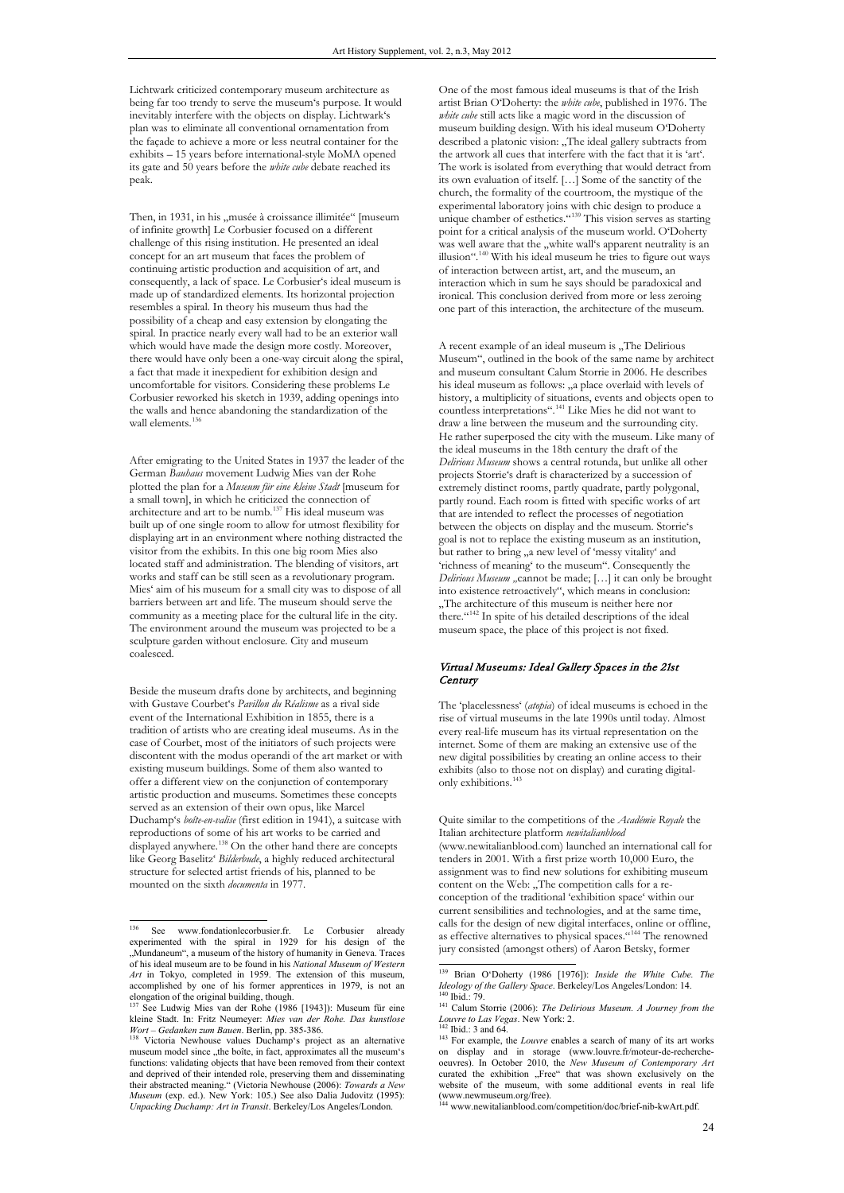Lichtwark criticized contemporary museum architecture as being far too trendy to serve the museum's purpose. It would inevitably interfere with the objects on display. Lichtwark's plan was to eliminate all conventional ornamentation from the façade to achieve a more or less neutral container for the exhibits – 15 years before international-style MoMA opened its gate and 50 years before the *white cube* debate reached its peak.

Then, in 1931, in his „musée à croissance illimitée" [museum of infinite growth] Le Corbusier focused on a different challenge of this rising institution. He presented an ideal concept for an art museum that faces the problem of continuing artistic production and acquisition of art, and consequently, a lack of space. Le Corbusier's ideal museum is made up of standardized elements. Its horizontal projection resembles a spiral. In theory his museum thus had the possibility of a cheap and easy extension by elongating the spiral. In practice nearly every wall had to be an exterior wall which would have made the design more costly. Moreover, there would have only been a one-way circuit along the spiral, a fact that made it inexpedient for exhibition design and uncomfortable for visitors. Considering these problems Le Corbusier reworked his sketch in 1939, adding openings into the walls and hence abandoning the standardization of the wall elements.[136]

After emigrating to the United States in 1937 the leader of the German *Bauhaus* movement Ludwig Mies van der Rohe plotted the plan for a *Museum für eine kleine Stadt* [museum for a small town], in which he criticized the connection of architecture and art to be numb.[137] His ideal museum was built up of one single room to allow for utmost flexibility for displaying art in an environment where nothing distracted the visitor from the exhibits. In this one big room Mies also located staff and administration. The blending of visitors, art works and staff can be still seen as a revolutionary program. Mies' aim of his museum for a small city was to dispose of all barriers between art and life. The museum should serve the community as a meeting place for the cultural life in the city. The environment around the museum was projected to be a sculpture garden without enclosure. City and museum coalesced.

Beside the museum drafts done by architects, and beginning with Gustave Courbet's *Pavillon du Réalisme* as a rival side event of the International Exhibition in 1855, there is a tradition of artists who are creating ideal museums. As in the case of Courbet, most of the initiators of such projects were discontent with the modus operandi of the art market or with existing museum buildings. Some of them also wanted to offer a different view on the conjunction of contemporary artistic production and museums. Sometimes these concepts served as an extension of their own opus, like Marcel Duchamp's *boîte-en-valise* (first edition in 1941), a suitcase with reproductions of some of his art works to be carried and displayed anywhere.[138] On the other hand there are concepts like Georg Baselitz' *Bilderbude*, a highly reduced architectural structure for selected artist friends of his, planned to be mounted on the sixth *documenta* in 1977.

One of the most famous ideal museums is that of the Irish artist Brian O'Doherty: the *white cube*, published in 1976. The *white cube* still acts like a magic word in the discussion of museum building design. With his ideal museum O'Doherty described a platonic vision: „The ideal gallery subtracts from the artwork all cues that interfere with the fact that it is 'art'. The work is isolated from everything that would detract from its own evaluation of itself. […] Some of the sanctity of the church, the formality of the courtroom, the mystique of the experimental laboratory joins with chic design to produce a unique chamber of esthetics."[139] This vision serves as starting point for a critical analysis of the museum world. O'Doherty was well aware that the „white wall's apparent neutrality is an illusion".[140] With his ideal museum he tries to figure out ways of interaction between artist, art, and the museum, an interaction which in sum he says should be paradoxical and ironical. This conclusion derived from more or less zeroing one part of this interaction, the architecture of the museum.

A recent example of an ideal museum is „The Delirious Museum", outlined in the book of the same name by architect and museum consultant Calum Storrie in 2006. He describes his ideal museum as follows: „a place overlaid with levels of history, a multiplicity of situations, events and objects open to countless interpretations".[141] Like Mies he did not want to draw a line between the museum and the surrounding city. He rather superposed the city with the museum. Like many of the ideal museums in the 18th century the draft of the *Delirious Museum* shows a central rotunda, but unlike all other projects Storrie's draft is characterized by a succession of extremely distinct rooms, partly quadrate, partly polygonal, partly round. Each room is fitted with specific works of art that are intended to reflect the processes of negotiation between the objects on display and the museum. Storrie's goal is not to replace the existing museum as an institution, but rather to bring „a new level of 'messy vitality' and 'richness of meaning' to the museum". Consequently the *Delirious Museum* „cannot be made; […] it can only be brought into existence retroactively", which means in conclusion: „The architecture of this museum is neither here nor there."[142] In spite of his detailed descriptions of the ideal museum space, the place of this project is not fixed.

### Virtual Museums: Ideal Gallery Spaces in the 21st Century

The 'placelessness' (*atopia*) of ideal museums is echoed in the rise of virtual museums in the late 1990s until today. Almost every real-life museum has its virtual representation on the internet. Some of them are making an extensive use of the new digital possibilities by creating an online access to their exhibits (also to those not on display) and curating digital-only exhibitions.[143]

Quite similar to the competitions of the *Académie Royale* the Italian architecture platform *newitalianblood* (www.newitalianblood.com) launched an international call for tenders in 2001. With a first prize worth 10,000 Euro, the assignment was to find new solutions for exhibiting museum content on the Web: „The competition calls for a re-conception of the traditional 'exhibition space' within our current sensibilities and technologies, and at the same time, calls for the design of new digital interfaces, online or offline, as effective alternatives to physical spaces."[144] The renowned jury consisted (amongst others) of Aaron Betsky, former

---

[136] See www.fondationlecorbusier.fr. Le Corbusier already experimented with the spiral in 1929 for his design of the „Mundaneum", a museum of the history of humanity in Geneva. Traces of his ideal museum are to be found in his *National Museum of Western Art* in Tokyo, completed in 1959. The extension of this museum, accomplished by one of his former apprentices in 1979, is not an elongation of the original building, though.

[137] See Ludwig Mies van der Rohe (1986 [1943]): Museum für eine kleine Stadt. In: Fritz Neumeyer: *Mies van der Rohe. Das kunstlose Wort – Gedanken zum Bauen*. Berlin, pp. 385-386.

[138] Victoria Newhouse values Duchamp's project as an alternative museum model since „the boîte, in fact, approximates all the museum's functions: validating objects that have been removed from their context and deprived of their intended role, preserving them and disseminating their abstracted meaning." (Victoria Newhouse (2006): *Towards a New Museum* (exp. ed.). New York: 105.) See also Dalia Judovitz (1995): *Unpacking Duchamp: Art in Transit*. Berkeley/Los Angeles/London.

[139] Brian O'Doherty (1986 [1976]): *Inside the White Cube. The Ideology of the Gallery Space*. Berkeley/Los Angeles/London: 14.

[140] Ibid.: 79.

[141] Calum Storrie (2006): *The Delirious Museum. A Journey from the Louvre to Las Vegas*. New York: 2.

[142] Ibid.: 3 and 64.

[143] For example, the *Louvre* enables a search of many of its art works on display and in storage (www.louvre.fr/moteur-de-recherche-oeuvres). In October 2010, the *New Museum of Contemporary Art* curated the exhibition „Free" that was shown exclusively on the website of the museum, with some additional events in real life (www.newmuseum.org/free).

[144] www.newitalianblood.com/competition/doc/brief-nib-kwArt.pdf.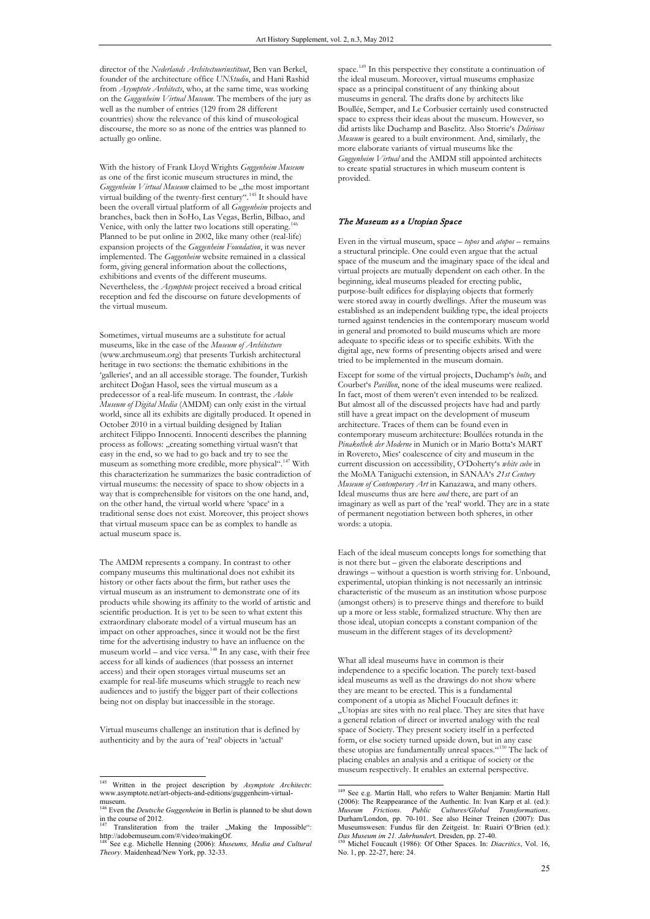director of the *Nederlands Architectuurinstituut*, Ben van Berkel, founder of the architecture office *UNStudio*, and Hani Rashid from *Asymptote Architects*, who, at the same time, was working on the *Guggenheim Virtual Museum*. The members of the jury as well as the number of entries (129 from 28 different countries) show the relevance of this kind of museological discourse, the more so as none of the entries was planned to actually go online.

With the history of Frank Lloyd Wrights *Guggenheim Museum* as one of the first iconic museum structures in mind, the *Guggenheim Virtual Museum* claimed to be „the most important virtual building of the twenty-first century".[145] It should have been the overall virtual platform of all *Guggenheim* projects and branches, back then in SoHo, Las Vegas, Berlin, Bilbao, and Venice, with only the latter two locations still operating.[146] Planned to be put online in 2002, like many other (real-life) expansion projects of the *Guggenheim Foundation*, it was never implemented. The *Guggenheim* website remained in a classical form, giving general information about the collections, exhibitions and events of the different museums. Nevertheless, the *Asymptote* project received a broad critical reception and fed the discourse on future developments of the virtual museum.

Sometimes, virtual museums are a substitute for actual museums, like in the case of the *Museum of Architecture* (www.archmuseum.org) that presents Turkish architectural heritage in two sections: the thematic exhibitions in the 'galleries', and an all accessible storage. The founder, Turkish architect Doğan Hasol, sees the virtual museum as a predecessor of a real-life museum. In contrast, the *Adobe Museum of Digital Media* (AMDM) can only exist in the virtual world, since all its exhibits are digitally produced. It opened in October 2010 in a virtual building designed by Italian architect Filippo Innocenti. Innocenti describes the planning process as follows: „creating something virtual wasn't that easy in the end, so we had to go back and try to see the museum as something more credible, more physical".[147] With this characterization he summarizes the basic contradiction of virtual museums: the necessity of space to show objects in a way that is comprehensible for visitors on the one hand, and, on the other hand, the virtual world where 'space' in a traditional sense does not exist. Moreover, this project shows that virtual museum space can be as complex to handle as actual museum space is.

The AMDM represents a company. In contrast to other company museums this multinational does not exhibit its history or other facts about the firm, but rather uses the virtual museum as an instrument to demonstrate one of its products while showing its affinity to the world of artistic and scientific production. It is yet to be seen to what extent this extraordinary elaborate model of a virtual museum has an impact on other approaches, since it would not be the first time for the advertising industry to have an influence on the museum world – and vice versa.[148] In any case, with their free access for all kinds of audiences (that possess an internet access) and their open storages virtual museums set an example for real-life museums which struggle to reach new audiences and to justify the bigger part of their collections being not on display but inaccessible in the storage.

Virtual museums challenge an institution that is defined by authenticity and by the aura of 'real' objects in 'actual' space.[149] In this perspective they constitute a continuation of the ideal museum. Moreover, virtual museums emphasize space as a principal constituent of any thinking about museums in general. The drafts done by architects like Boullée, Semper, and Le Corbusier certainly used constructed space to express their ideas about the museum. However, so did artists like Duchamp and Baselitz. Also Storrie's *Delirious Museum* is geared to a built environment. And, similarly, the more elaborate variants of virtual museums like the *Guggenheim Virtual* and the AMDM still appointed architects to create spatial structures in which museum content is provided.

## *The Museum as a Utopian Space*

Even in the virtual museum, space – *topos* and *atopos* – remains a structural principle. One could even argue that the actual space of the museum and the imaginary space of the ideal and virtual projects are mutually dependent on each other. In the beginning, ideal museums pleaded for erecting public, purpose-built edifices for displaying objects that formerly were stored away in courtly dwellings. After the museum was established as an independent building type, the ideal projects turned against tendencies in the contemporary museum world in general and promoted to build museums which are more adequate to specific ideas or to specific exhibits. With the digital age, new forms of presenting objects arised and were tried to be implemented in the museum domain.

Except for some of the virtual projects, Duchamp's *boîte*, and Courbet's *Pavillon*, none of the ideal museums were realized. In fact, most of them weren't even intended to be realized. But almost all of the discussed projects have had and partly still have a great impact on the development of museum architecture. Traces of them can be found even in contemporary museum architecture: Boullées rotunda in the *Pinakothek der Moderne* in Munich or in Mario Botta's MART in Rovereto, Mies' coalescence of city and museum in the current discussion on accessibility, O'Doherty's *white cube* in the MoMA Taniguchi extension, in SANAA's *21st Century Museum of Contemporary Art* in Kanazawa, and many others. Ideal museums thus are here *and* there, are part of an imaginary as well as part of the 'real' world. They are in a state of permanent negotiation between both spheres, in other words: a utopia.

Each of the ideal museum concepts longs for something that is not there but – given the elaborate descriptions and drawings – without a question is worth striving for. Unbound, experimental, utopian thinking is not necessarily an intrinsic characteristic of the museum as an institution whose purpose (amongst others) is to preserve things and therefore to build up a more or less stable, formalized structure. Why then are those ideal, utopian concepts a constant companion of the museum in the different stages of its development?

What all ideal museums have in common is their independence to a specific location. The purely text-based ideal museums as well as the drawings do not show where they are meant to be erected. This is a fundamental component of a utopia as Michel Foucault defines it: „Utopias are sites with no real place. They are sites that have a general relation of direct or inverted analogy with the real space of Society. They present society itself in a perfected form, or else society turned upside down, but in any case these utopias are fundamentally unreal spaces."[150] The lack of placing enables an analysis and a critique of society or the museum respectively. It enables an external perspective.

---

[145] Written in the project description by *Asymptote Architects*: www.asymptote.net/art-objects-and-editions/guggenheim-virtual-museum.

[146] Even the *Deutsche Guggenheim* in Berlin is planned to be shut down in the course of 2012.

[147] Transliteration from the trailer „Making the Impossible": http://adobemuseum.com/#/video/makingOf.

[148] See e.g. Michelle Henning (2006): *Museums, Media and Cultural Theory*. Maidenhead/New York, pp. 32-33.

[149] See e.g. Martin Hall, who refers to Walter Benjamin: Martin Hall (2006): The Reappearance of the Authentic. In: Ivan Karp et al. (ed.): *Museum Frictions. Public Cultures/Global Transformations*. Durham/London, pp. 70-101. See also Heiner Treinen (2007): Das Museumswesen: Fundus für den Zeitgeist. In: Ruairi O'Brien (ed.): *Das Museum im 21. Jahrhundert*. Dresden, pp. 27-40.

[150] Michel Foucault (1986): Of Other Spaces. In: *Diacritics*, Vol. 16, No. 1, pp. 22-27, here: 24.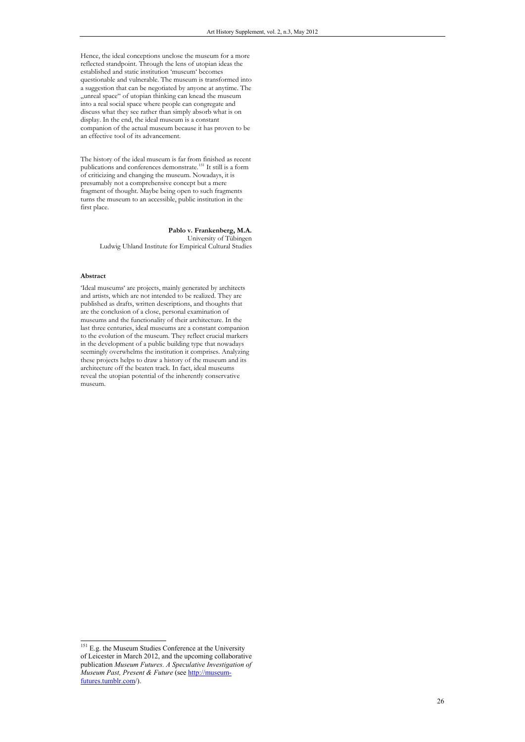Hence, the ideal conceptions unclose the museum for a more reflected standpoint. Through the lens of utopian ideas the established and static institution 'museum' becomes questionable and vulnerable. The museum is transformed into a suggestion that can be negotiated by anyone at anytime. The „unreal space" of utopian thinking can knead the museum into a real social space where people can congregate and discuss what they see rather than simply absorb what is on display. In the end, the ideal museum is a constant companion of the actual museum because it has proven to be an effective tool of its advancement.

The history of the ideal museum is far from finished as recent publications and conferences demonstrate.[151] It still is a form of criticizing and changing the museum. Nowadays, it is presumably not a comprehensive concept but a mere fragment of thought. Maybe being open to such fragments turns the museum to an accessible, public institution in the first place.

**Pablo v. Frankenberg, M.A.**
University of Tübingen
Ludwig Uhland Institute for Empirical Cultural Studies

**Abstract**

'Ideal museums' are projects, mainly generated by architects and artists, which are not intended to be realized. They are published as drafts, written descriptions, and thoughts that are the conclusion of a close, personal examination of museums and the functionality of their architecture. In the last three centuries, ideal museums are a constant companion to the evolution of the museum. They reflect crucial markers in the development of a public building type that nowadays seemingly overwhelms the institution it comprises. Analyzing these projects helps to draw a history of the museum and its architecture off the beaten track. In fact, ideal museums reveal the utopian potential of the inherently conservative museum.

[151] E.g. the Museum Studies Conference at the University of Leicester in March 2012, and the upcoming collaborative publication *Museum Futures. A Speculative Investigation of Museum Past, Present & Future* (see http://museum-futures.tumblr.com/).